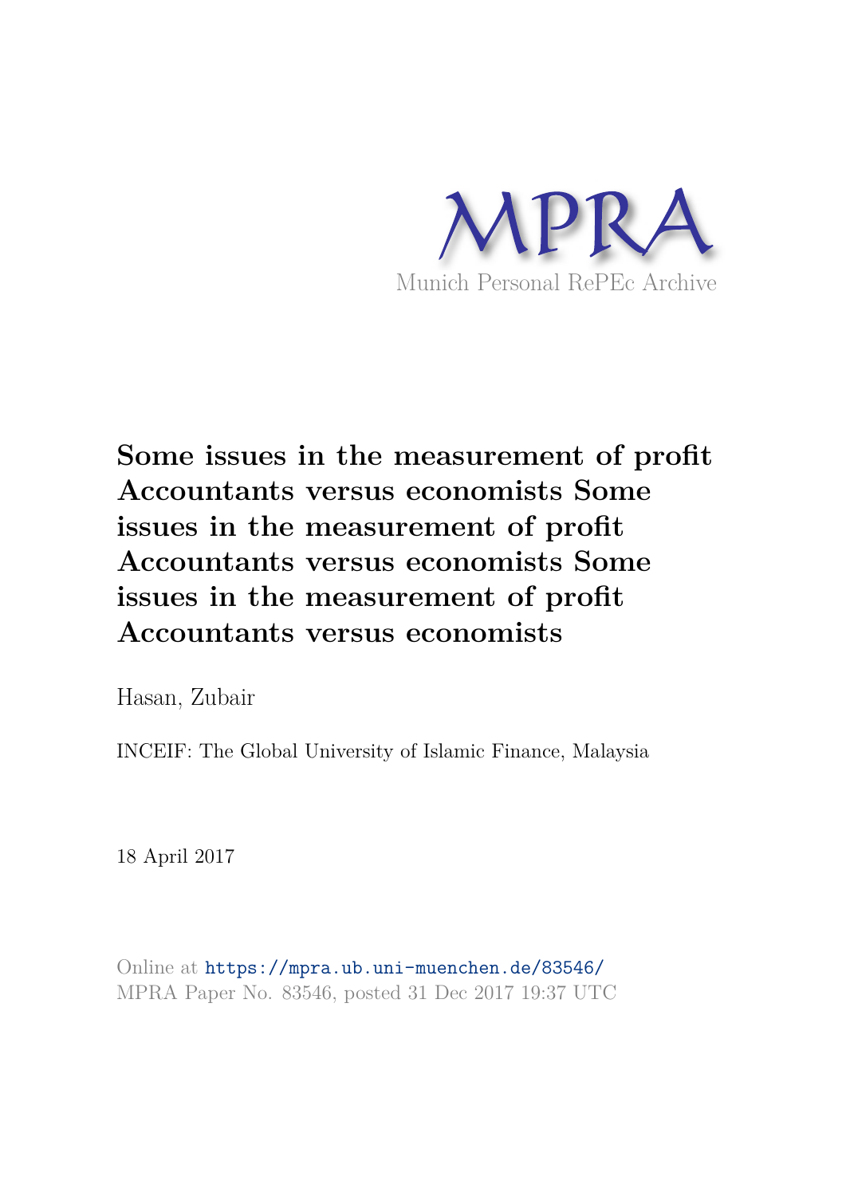MPRA

Munich Personal RePEc Archive

# Some issues in the measurement of profit Accountants versus economists Some issues in the measurement of profit Accountants versus economists Some issues in the measurement of profit Accountants versus economists

Hasan, Zubair

INCEIF: The Global University of Islamic Finance, Malaysia

18 April 2017

Online at https://mpra.ub.uni-muenchen.de/83546/
MPRA Paper No. 83546, posted 31 Dec 2017 19:37 UTC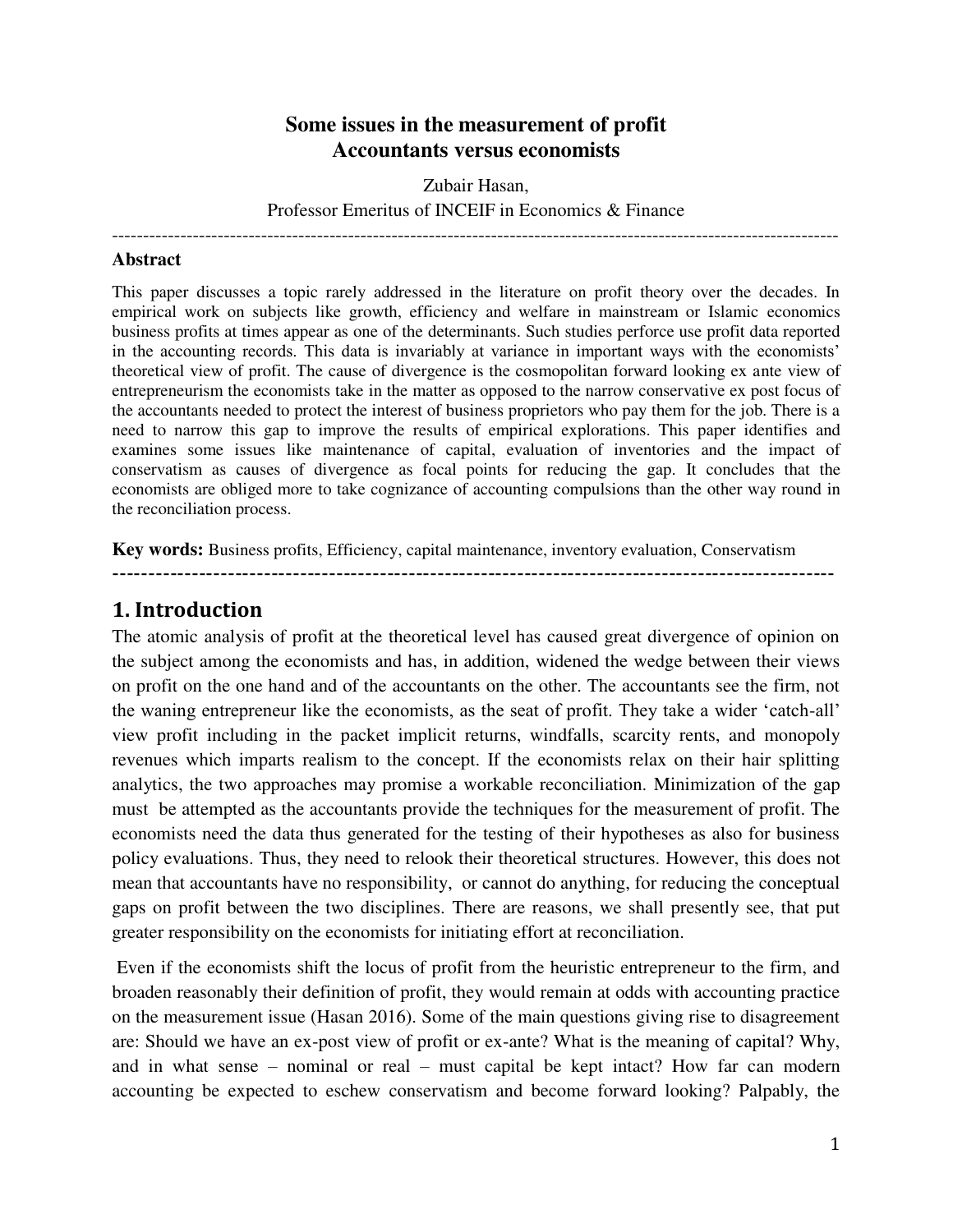# Some issues in the measurement of profit
# Accountants versus economists

Zubair Hasan,
Professor Emeritus of INCEIF in Economics & Finance

---

**Abstract**

This paper discusses a topic rarely addressed in the literature on profit theory over the decades. In empirical work on subjects like growth, efficiency and welfare in mainstream or Islamic economics business profits at times appear as one of the determinants. Such studies perforce use profit data reported in the accounting records. This data is invariably at variance in important ways with the economists' theoretical view of profit. The cause of divergence is the cosmopolitan forward looking ex ante view of entrepreneurism the economists take in the matter as opposed to the narrow conservative ex post focus of the accountants needed to protect the interest of business proprietors who pay them for the job. There is a need to narrow this gap to improve the results of empirical explorations. This paper identifies and examines some issues like maintenance of capital, evaluation of inventories and the impact of conservatism as causes of divergence as focal points for reducing the gap. It concludes that the economists are obliged more to take cognizance of accounting compulsions than the other way round in the reconciliation process.

**Key words:** Business profits, Efficiency, capital maintenance, inventory evaluation, Conservatism

---

## 1. Introduction

The atomic analysis of profit at the theoretical level has caused great divergence of opinion on the subject among the economists and has, in addition, widened the wedge between their views on profit on the one hand and of the accountants on the other. The accountants see the firm, not the waning entrepreneur like the economists, as the seat of profit. They take a wider 'catch-all' view profit including in the packet implicit returns, windfalls, scarcity rents, and monopoly revenues which imparts realism to the concept. If the economists relax on their hair splitting analytics, the two approaches may promise a workable reconciliation. Minimization of the gap must be attempted as the accountants provide the techniques for the measurement of profit. The economists need the data thus generated for the testing of their hypotheses as also for business policy evaluations. Thus, they need to relook their theoretical structures. However, this does not mean that accountants have no responsibility, or cannot do anything, for reducing the conceptual gaps on profit between the two disciplines. There are reasons, we shall presently see, that put greater responsibility on the economists for initiating effort at reconciliation.

Even if the economists shift the locus of profit from the heuristic entrepreneur to the firm, and broaden reasonably their definition of profit, they would remain at odds with accounting practice on the measurement issue (Hasan 2016). Some of the main questions giving rise to disagreement are: Should we have an ex-post view of profit or ex-ante? What is the meaning of capital? Why, and in what sense – nominal or real – must capital be kept intact? How far can modern accounting be expected to eschew conservatism and become forward looking? Palpably, the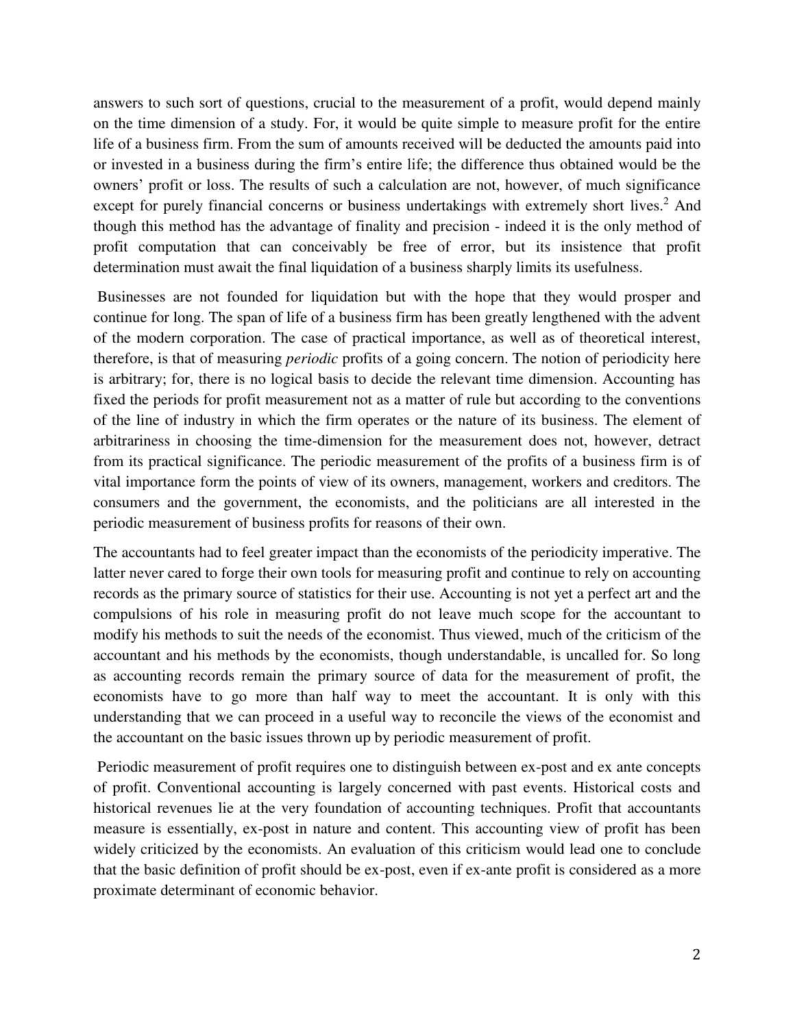answers to such sort of questions, crucial to the measurement of a profit, would depend mainly on the time dimension of a study. For, it would be quite simple to measure profit for the entire life of a business firm. From the sum of amounts received will be deducted the amounts paid into or invested in a business during the firm's entire life; the difference thus obtained would be the owners' profit or loss. The results of such a calculation are not, however, of much significance except for purely financial concerns or business undertakings with extremely short lives.[2] And though this method has the advantage of finality and precision - indeed it is the only method of profit computation that can conceivably be free of error, but its insistence that profit determination must await the final liquidation of a business sharply limits its usefulness.

Businesses are not founded for liquidation but with the hope that they would prosper and continue for long. The span of life of a business firm has been greatly lengthened with the advent of the modern corporation. The case of practical importance, as well as of theoretical interest, therefore, is that of measuring *periodic* profits of a going concern. The notion of periodicity here is arbitrary; for, there is no logical basis to decide the relevant time dimension. Accounting has fixed the periods for profit measurement not as a matter of rule but according to the conventions of the line of industry in which the firm operates or the nature of its business. The element of arbitrariness in choosing the time-dimension for the measurement does not, however, detract from its practical significance. The periodic measurement of the profits of a business firm is of vital importance form the points of view of its owners, management, workers and creditors. The consumers and the government, the economists, and the politicians are all interested in the periodic measurement of business profits for reasons of their own.

The accountants had to feel greater impact than the economists of the periodicity imperative. The latter never cared to forge their own tools for measuring profit and continue to rely on accounting records as the primary source of statistics for their use. Accounting is not yet a perfect art and the compulsions of his role in measuring profit do not leave much scope for the accountant to modify his methods to suit the needs of the economist. Thus viewed, much of the criticism of the accountant and his methods by the economists, though understandable, is uncalled for. So long as accounting records remain the primary source of data for the measurement of profit, the economists have to go more than half way to meet the accountant. It is only with this understanding that we can proceed in a useful way to reconcile the views of the economist and the accountant on the basic issues thrown up by periodic measurement of profit.

Periodic measurement of profit requires one to distinguish between ex-post and ex ante concepts of profit. Conventional accounting is largely concerned with past events. Historical costs and historical revenues lie at the very foundation of accounting techniques. Profit that accountants measure is essentially, ex-post in nature and content. This accounting view of profit has been widely criticized by the economists. An evaluation of this criticism would lead one to conclude that the basic definition of profit should be ex-post, even if ex-ante profit is considered as a more proximate determinant of economic behavior.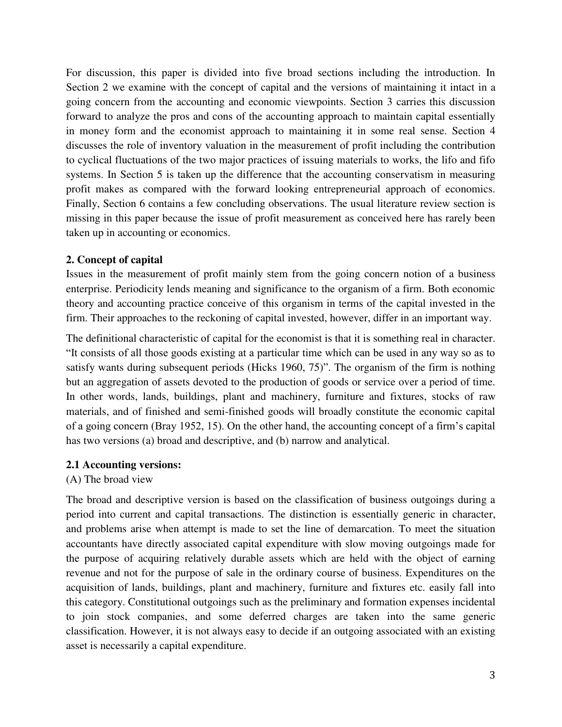For discussion, this paper is divided into five broad sections including the introduction. In Section 2 we examine with the concept of capital and the versions of maintaining it intact in a going concern from the accounting and economic viewpoints. Section 3 carries this discussion forward to analyze the pros and cons of the accounting approach to maintain capital essentially in money form and the economist approach to maintaining it in some real sense. Section 4 discusses the role of inventory valuation in the measurement of profit including the contribution to cyclical fluctuations of the two major practices of issuing materials to works, the lifo and fifo systems. In Section 5 is taken up the difference that the accounting conservatism in measuring profit makes as compared with the forward looking entrepreneurial approach of economics. Finally, Section 6 contains a few concluding observations. The usual literature review section is missing in this paper because the issue of profit measurement as conceived here has rarely been taken up in accounting or economics.

## 2. Concept of capital

Issues in the measurement of profit mainly stem from the going concern notion of a business enterprise. Periodicity lends meaning and significance to the organism of a firm. Both economic theory and accounting practice conceive of this organism in terms of the capital invested in the firm. Their approaches to the reckoning of capital invested, however, differ in an important way.

The definitional characteristic of capital for the economist is that it is something real in character. "It consists of all those goods existing at a particular time which can be used in any way so as to satisfy wants during subsequent periods (Hicks 1960, 75)". The organism of the firm is nothing but an aggregation of assets devoted to the production of goods or service over a period of time. In other words, lands, buildings, plant and machinery, furniture and fixtures, stocks of raw materials, and of finished and semi-finished goods will broadly constitute the economic capital of a going concern (Bray 1952, 15). On the other hand, the accounting concept of a firm's capital has two versions (a) broad and descriptive, and (b) narrow and analytical.

### 2.1 Accounting versions:

(A) The broad view

The broad and descriptive version is based on the classification of business outgoings during a period into current and capital transactions. The distinction is essentially generic in character, and problems arise when attempt is made to set the line of demarcation. To meet the situation accountants have directly associated capital expenditure with slow moving outgoings made for the purpose of acquiring relatively durable assets which are held with the object of earning revenue and not for the purpose of sale in the ordinary course of business. Expenditures on the acquisition of lands, buildings, plant and machinery, furniture and fixtures etc. easily fall into this category. Constitutional outgoings such as the preliminary and formation expenses incidental to join stock companies, and some deferred charges are taken into the same generic classification. However, it is not always easy to decide if an outgoing associated with an existing asset is necessarily a capital expenditure.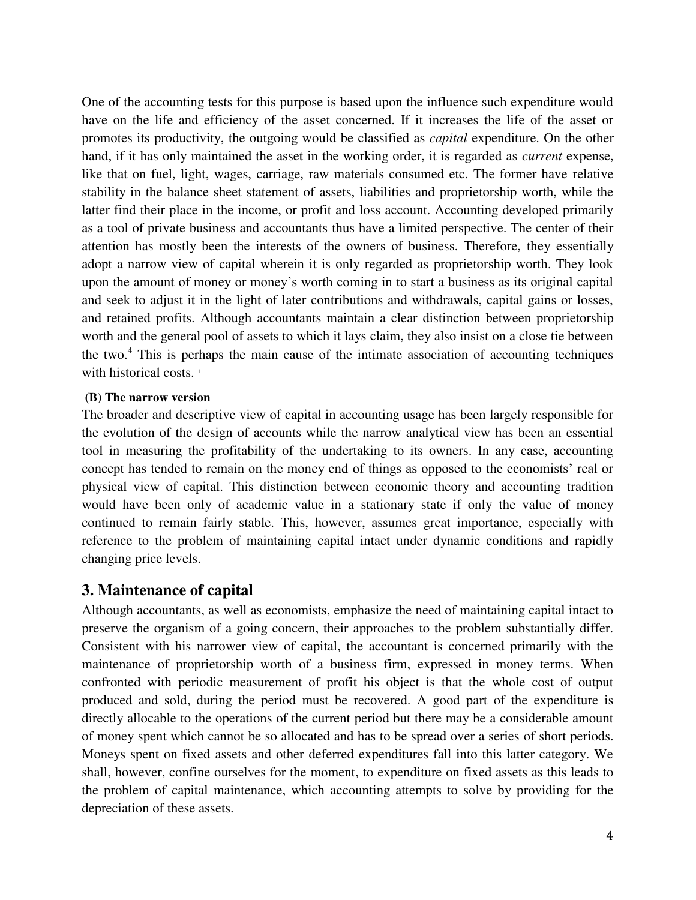One of the accounting tests for this purpose is based upon the influence such expenditure would have on the life and efficiency of the asset concerned. If it increases the life of the asset or promotes its productivity, the outgoing would be classified as *capital* expenditure. On the other hand, if it has only maintained the asset in the working order, it is regarded as *current* expense, like that on fuel, light, wages, carriage, raw materials consumed etc. The former have relative stability in the balance sheet statement of assets, liabilities and proprietorship worth, while the latter find their place in the income, or profit and loss account. Accounting developed primarily as a tool of private business and accountants thus have a limited perspective. The center of their attention has mostly been the interests of the owners of business. Therefore, they essentially adopt a narrow view of capital wherein it is only regarded as proprietorship worth. They look upon the amount of money or money's worth coming in to start a business as its original capital and seek to adjust it in the light of later contributions and withdrawals, capital gains or losses, and retained profits. Although accountants maintain a clear distinction between proprietorship worth and the general pool of assets to which it lays claim, they also insist on a close tie between the two.[4] This is perhaps the main cause of the intimate association of accounting techniques with historical costs. [1]

**(B) The narrow version**

The broader and descriptive view of capital in accounting usage has been largely responsible for the evolution of the design of accounts while the narrow analytical view has been an essential tool in measuring the profitability of the undertaking to its owners. In any case, accounting concept has tended to remain on the money end of things as opposed to the economists' real or physical view of capital. This distinction between economic theory and accounting tradition would have been only of academic value in a stationary state if only the value of money continued to remain fairly stable. This, however, assumes great importance, especially with reference to the problem of maintaining capital intact under dynamic conditions and rapidly changing price levels.

## 3. Maintenance of capital

Although accountants, as well as economists, emphasize the need of maintaining capital intact to preserve the organism of a going concern, their approaches to the problem substantially differ. Consistent with his narrower view of capital, the accountant is concerned primarily with the maintenance of proprietorship worth of a business firm, expressed in money terms. When confronted with periodic measurement of profit his object is that the whole cost of output produced and sold, during the period must be recovered. A good part of the expenditure is directly allocable to the operations of the current period but there may be a considerable amount of money spent which cannot be so allocated and has to be spread over a series of short periods. Moneys spent on fixed assets and other deferred expenditures fall into this latter category. We shall, however, confine ourselves for the moment, to expenditure on fixed assets as this leads to the problem of capital maintenance, which accounting attempts to solve by providing for the depreciation of these assets.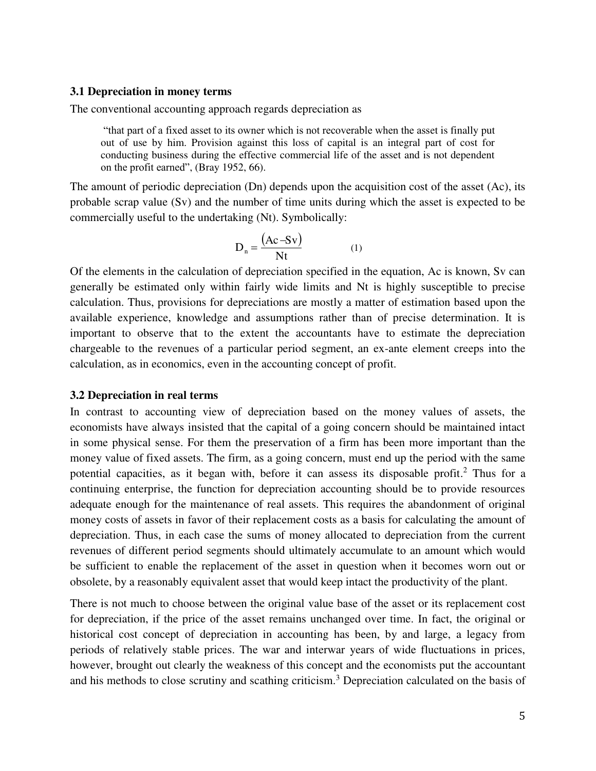### 3.1 Depreciation in money terms

The conventional accounting approach regards depreciation as

> "that part of a fixed asset to its owner which is not recoverable when the asset is finally put out of use by him. Provision against this loss of capital is an integral part of cost for conducting business during the effective commercial life of the asset and is not dependent on the profit earned", (Bray 1952, 66).

The amount of periodic depreciation (Dn) depends upon the acquisition cost of the asset (Ac), its probable scrap value (Sv) and the number of time units during which the asset is expected to be commercially useful to the undertaking (Nt). Symbolically:

$$D_n = \frac{(Ac - Sv)}{Nt} \qquad (1)$$

Of the elements in the calculation of depreciation specified in the equation, Ac is known, Sv can generally be estimated only within fairly wide limits and Nt is highly susceptible to precise calculation. Thus, provisions for depreciations are mostly a matter of estimation based upon the available experience, knowledge and assumptions rather than of precise determination. It is important to observe that to the extent the accountants have to estimate the depreciation chargeable to the revenues of a particular period segment, an ex-ante element creeps into the calculation, as in economics, even in the accounting concept of profit.

### 3.2 Depreciation in real terms

In contrast to accounting view of depreciation based on the money values of assets, the economists have always insisted that the capital of a going concern should be maintained intact in some physical sense. For them the preservation of a firm has been more important than the money value of fixed assets. The firm, as a going concern, must end up the period with the same potential capacities, as it began with, before it can assess its disposable profit.[2] Thus for a continuing enterprise, the function for depreciation accounting should be to provide resources adequate enough for the maintenance of real assets. This requires the abandonment of original money costs of assets in favor of their replacement costs as a basis for calculating the amount of depreciation. Thus, in each case the sums of money allocated to depreciation from the current revenues of different period segments should ultimately accumulate to an amount which would be sufficient to enable the replacement of the asset in question when it becomes worn out or obsolete, by a reasonably equivalent asset that would keep intact the productivity of the plant.

There is not much to choose between the original value base of the asset or its replacement cost for depreciation, if the price of the asset remains unchanged over time. In fact, the original or historical cost concept of depreciation in accounting has been, by and large, a legacy from periods of relatively stable prices. The war and interwar years of wide fluctuations in prices, however, brought out clearly the weakness of this concept and the economists put the accountant and his methods to close scrutiny and scathing criticism.[3] Depreciation calculated on the basis of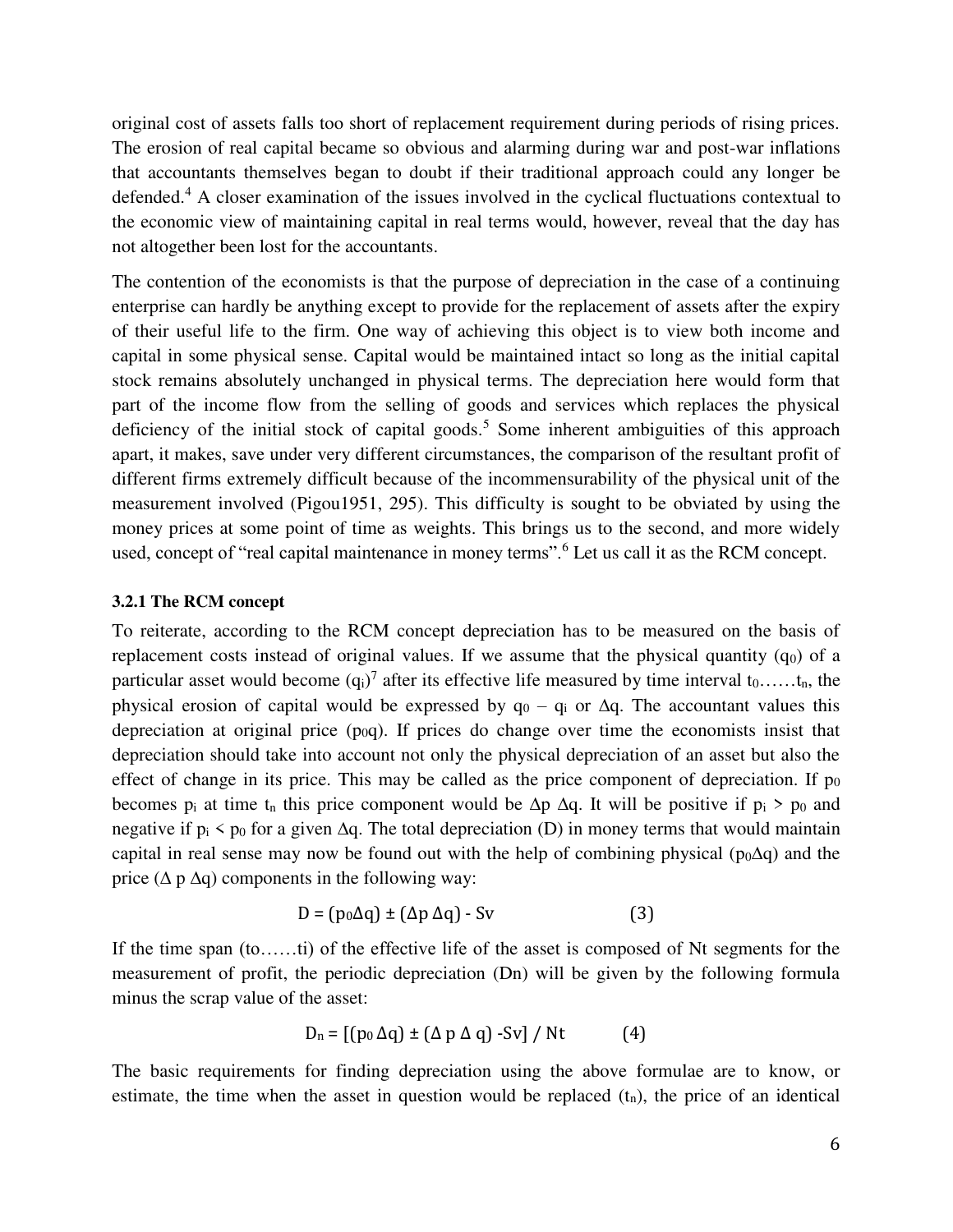original cost of assets falls too short of replacement requirement during periods of rising prices. The erosion of real capital became so obvious and alarming during war and post-war inflations that accountants themselves began to doubt if their traditional approach could any longer be defended.[4] A closer examination of the issues involved in the cyclical fluctuations contextual to the economic view of maintaining capital in real terms would, however, reveal that the day has not altogether been lost for the accountants.

The contention of the economists is that the purpose of depreciation in the case of a continuing enterprise can hardly be anything except to provide for the replacement of assets after the expiry of their useful life to the firm. One way of achieving this object is to view both income and capital in some physical sense. Capital would be maintained intact so long as the initial capital stock remains absolutely unchanged in physical terms. The depreciation here would form that part of the income flow from the selling of goods and services which replaces the physical deficiency of the initial stock of capital goods.[5] Some inherent ambiguities of this approach apart, it makes, save under very different circumstances, the comparison of the resultant profit of different firms extremely difficult because of the incommensurability of the physical unit of the measurement involved (Pigou1951, 295). This difficulty is sought to be obviated by using the money prices at some point of time as weights. This brings us to the second, and more widely used, concept of "real capital maintenance in money terms".[6] Let us call it as the RCM concept.

#### 3.2.1 The RCM concept

To reiterate, according to the RCM concept depreciation has to be measured on the basis of replacement costs instead of original values. If we assume that the physical quantity ($q_0$) of a particular asset would become ($q_i$)[7] after its effective life measured by time interval $t_0$……$t_n$, the physical erosion of capital would be expressed by $q_0 - q_i$ or $\Delta q$. The accountant values this depreciation at original price ($p_0q$). If prices do change over time the economists insist that depreciation should take into account not only the physical depreciation of an asset but also the effect of change in its price. This may be called as the price component of depreciation. If $p_0$ becomes $p_i$ at time $t_n$ this price component would be $\Delta p\ \Delta q$. It will be positive if $p_i > p_0$ and negative if $p_i < p_0$ for a given $\Delta q$. The total depreciation (D) in money terms that would maintain capital in real sense may now be found out with the help of combining physical ($p_0\Delta q$) and the price ($\Delta p\ \Delta q$) components in the following way:

$$D = (p_0\Delta q) \pm (\Delta p\ \Delta q) - Sv \qquad (3)$$

If the time span (to……ti) of the effective life of the asset is composed of Nt segments for the measurement of profit, the periodic depreciation ($D_n$) will be given by the following formula minus the scrap value of the asset:

$$D_n = [(p_0\ \Delta q) \pm (\Delta\ p\ \Delta\ q) - Sv]\ /\ Nt \qquad (4)$$

The basic requirements for finding depreciation using the above formulae are to know, or estimate, the time when the asset in question would be replaced ($t_n$), the price of an identical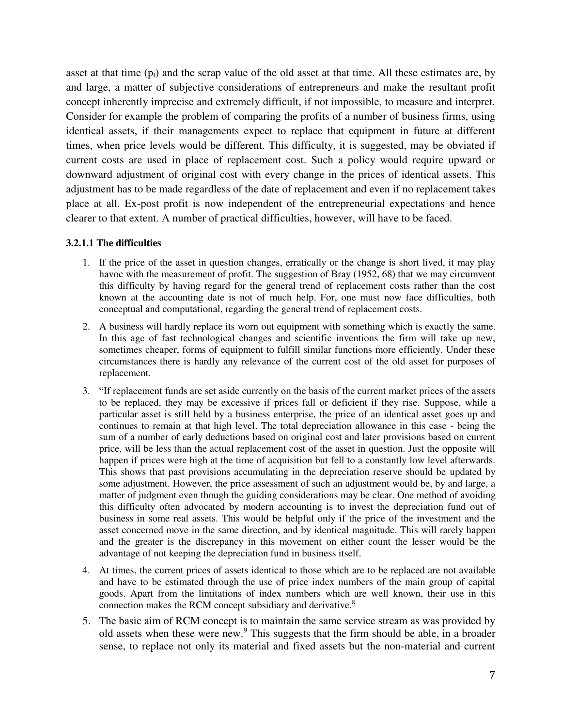asset at that time ($p_i$) and the scrap value of the old asset at that time. All these estimates are, by and large, a matter of subjective considerations of entrepreneurs and make the resultant profit concept inherently imprecise and extremely difficult, if not impossible, to measure and interpret. Consider for example the problem of comparing the profits of a number of business firms, using identical assets, if their managements expect to replace that equipment in future at different times, when price levels would be different. This difficulty, it is suggested, may be obviated if current costs are used in place of replacement cost. Such a policy would require upward or downward adjustment of original cost with every change in the prices of identical assets. This adjustment has to be made regardless of the date of replacement and even if no replacement takes place at all. Ex-post profit is now independent of the entrepreneurial expectations and hence clearer to that extent. A number of practical difficulties, however, will have to be faced.

#### 3.2.1.1 The difficulties

1. If the price of the asset in question changes, erratically or the change is short lived, it may play havoc with the measurement of profit. The suggestion of Bray (1952, 68) that we may circumvent this difficulty by having regard for the general trend of replacement costs rather than the cost known at the accounting date is not of much help. For, one must now face difficulties, both conceptual and computational, regarding the general trend of replacement costs.
2. A business will hardly replace its worn out equipment with something which is exactly the same. In this age of fast technological changes and scientific inventions the firm will take up new, sometimes cheaper, forms of equipment to fulfill similar functions more efficiently. Under these circumstances there is hardly any relevance of the current cost of the old asset for purposes of replacement.
3. "If replacement funds are set aside currently on the basis of the current market prices of the assets to be replaced, they may be excessive if prices fall or deficient if they rise. Suppose, while a particular asset is still held by a business enterprise, the price of an identical asset goes up and continues to remain at that high level. The total depreciation allowance in this case - being the sum of a number of early deductions based on original cost and later provisions based on current price, will be less than the actual replacement cost of the asset in question. Just the opposite will happen if prices were high at the time of acquisition but fell to a constantly low level afterwards. This shows that past provisions accumulating in the depreciation reserve should be updated by some adjustment. However, the price assessment of such an adjustment would be, by and large, a matter of judgment even though the guiding considerations may be clear. One method of avoiding this difficulty often advocated by modern accounting is to invest the depreciation fund out of business in some real assets. This would be helpful only if the price of the investment and the asset concerned move in the same direction, and by identical magnitude. This will rarely happen and the greater is the discrepancy in this movement on either count the lesser would be the advantage of not keeping the depreciation fund in business itself.
4. At times, the current prices of assets identical to those which are to be replaced are not available and have to be estimated through the use of price index numbers of the main group of capital goods. Apart from the limitations of index numbers which are well known, their use in this connection makes the RCM concept subsidiary and derivative.[8]
5. The basic aim of RCM concept is to maintain the same service stream as was provided by old assets when these were new.[9] This suggests that the firm should be able, in a broader sense, to replace not only its material and fixed assets but the non-material and current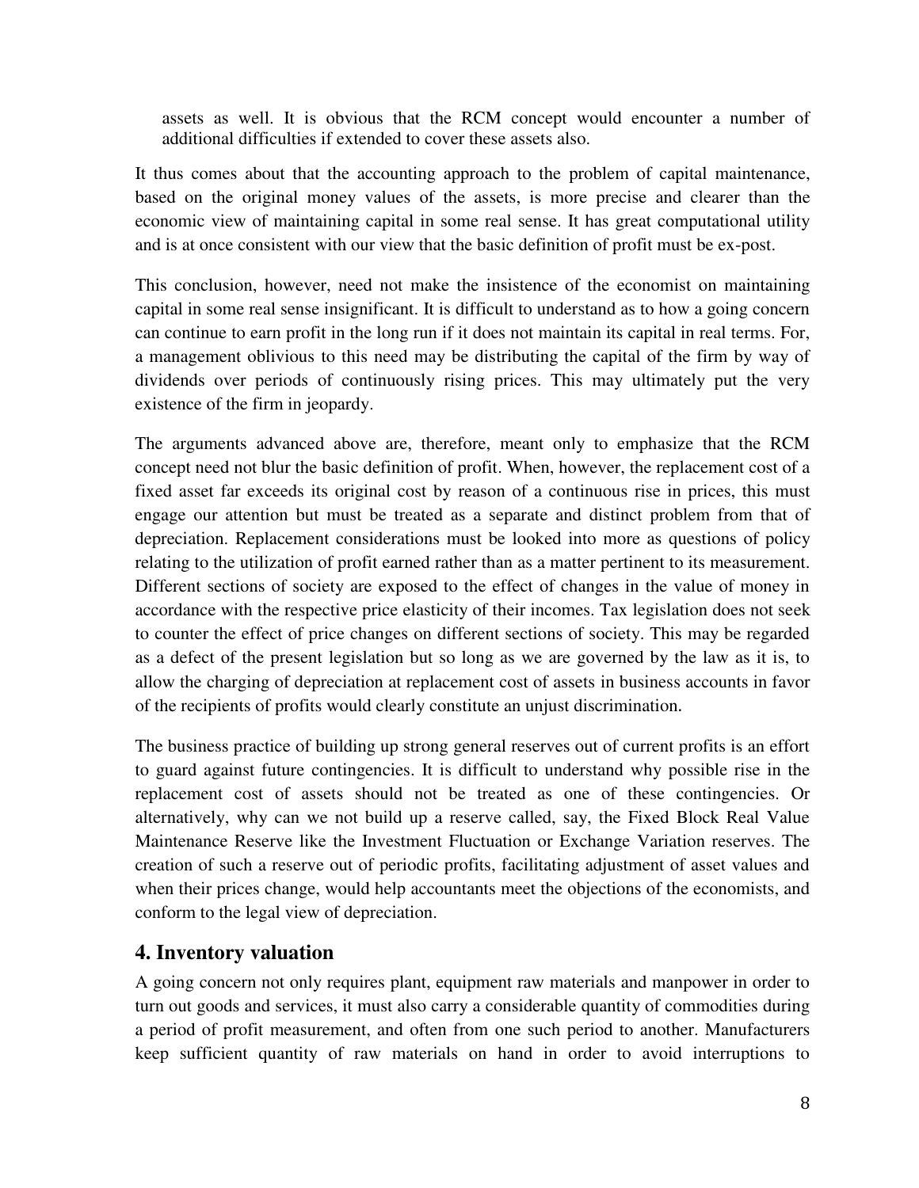assets as well. It is obvious that the RCM concept would encounter a number of additional difficulties if extended to cover these assets also.

It thus comes about that the accounting approach to the problem of capital maintenance, based on the original money values of the assets, is more precise and clearer than the economic view of maintaining capital in some real sense. It has great computational utility and is at once consistent with our view that the basic definition of profit must be ex-post.

This conclusion, however, need not make the insistence of the economist on maintaining capital in some real sense insignificant. It is difficult to understand as to how a going concern can continue to earn profit in the long run if it does not maintain its capital in real terms. For, a management oblivious to this need may be distributing the capital of the firm by way of dividends over periods of continuously rising prices. This may ultimately put the very existence of the firm in jeopardy.

The arguments advanced above are, therefore, meant only to emphasize that the RCM concept need not blur the basic definition of profit. When, however, the replacement cost of a fixed asset far exceeds its original cost by reason of a continuous rise in prices, this must engage our attention but must be treated as a separate and distinct problem from that of depreciation. Replacement considerations must be looked into more as questions of policy relating to the utilization of profit earned rather than as a matter pertinent to its measurement. Different sections of society are exposed to the effect of changes in the value of money in accordance with the respective price elasticity of their incomes. Tax legislation does not seek to counter the effect of price changes on different sections of society. This may be regarded as a defect of the present legislation but so long as we are governed by the law as it is, to allow the charging of depreciation at replacement cost of assets in business accounts in favor of the recipients of profits would clearly constitute an unjust discrimination.

The business practice of building up strong general reserves out of current profits is an effort to guard against future contingencies. It is difficult to understand why possible rise in the replacement cost of assets should not be treated as one of these contingencies. Or alternatively, why can we not build up a reserve called, say, the Fixed Block Real Value Maintenance Reserve like the Investment Fluctuation or Exchange Variation reserves. The creation of such a reserve out of periodic profits, facilitating adjustment of asset values and when their prices change, would help accountants meet the objections of the economists, and conform to the legal view of depreciation.

## 4. Inventory valuation

A going concern not only requires plant, equipment raw materials and manpower in order to turn out goods and services, it must also carry a considerable quantity of commodities during a period of profit measurement, and often from one such period to another. Manufacturers keep sufficient quantity of raw materials on hand in order to avoid interruptions to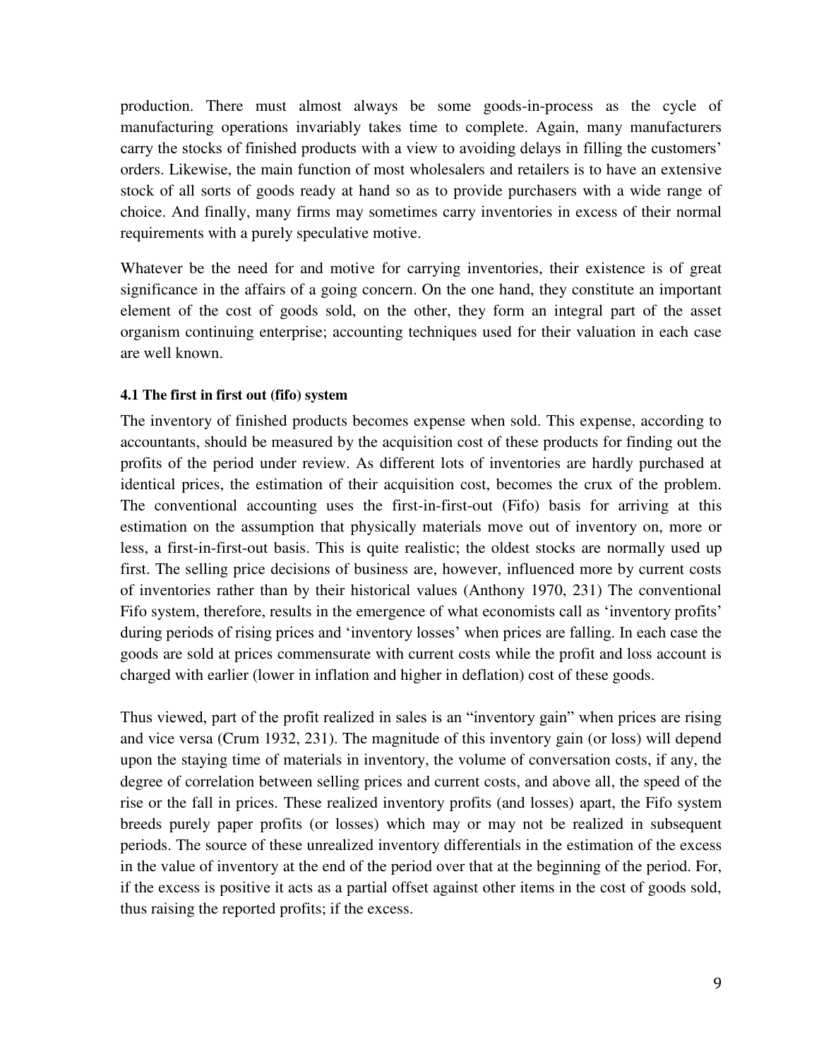production. There must almost always be some goods-in-process as the cycle of manufacturing operations invariably takes time to complete. Again, many manufacturers carry the stocks of finished products with a view to avoiding delays in filling the customers' orders. Likewise, the main function of most wholesalers and retailers is to have an extensive stock of all sorts of goods ready at hand so as to provide purchasers with a wide range of choice. And finally, many firms may sometimes carry inventories in excess of their normal requirements with a purely speculative motive.

Whatever be the need for and motive for carrying inventories, their existence is of great significance in the affairs of a going concern. On the one hand, they constitute an important element of the cost of goods sold, on the other, they form an integral part of the asset organism continuing enterprise; accounting techniques used for their valuation in each case are well known.

**4.1 The first in first out (fifo) system**

The inventory of finished products becomes expense when sold. This expense, according to accountants, should be measured by the acquisition cost of these products for finding out the profits of the period under review. As different lots of inventories are hardly purchased at identical prices, the estimation of their acquisition cost, becomes the crux of the problem. The conventional accounting uses the first-in-first-out (Fifo) basis for arriving at this estimation on the assumption that physically materials move out of inventory on, more or less, a first-in-first-out basis. This is quite realistic; the oldest stocks are normally used up first. The selling price decisions of business are, however, influenced more by current costs of inventories rather than by their historical values (Anthony 1970, 231) The conventional Fifo system, therefore, results in the emergence of what economists call as 'inventory profits' during periods of rising prices and 'inventory losses' when prices are falling. In each case the goods are sold at prices commensurate with current costs while the profit and loss account is charged with earlier (lower in inflation and higher in deflation) cost of these goods.

Thus viewed, part of the profit realized in sales is an "inventory gain" when prices are rising and vice versa (Crum 1932, 231). The magnitude of this inventory gain (or loss) will depend upon the staying time of materials in inventory, the volume of conversation costs, if any, the degree of correlation between selling prices and current costs, and above all, the speed of the rise or the fall in prices. These realized inventory profits (and losses) apart, the Fifo system breeds purely paper profits (or losses) which may or may not be realized in subsequent periods. The source of these unrealized inventory differentials in the estimation of the excess in the value of inventory at the end of the period over that at the beginning of the period. For, if the excess is positive it acts as a partial offset against other items in the cost of goods sold, thus raising the reported profits; if the excess.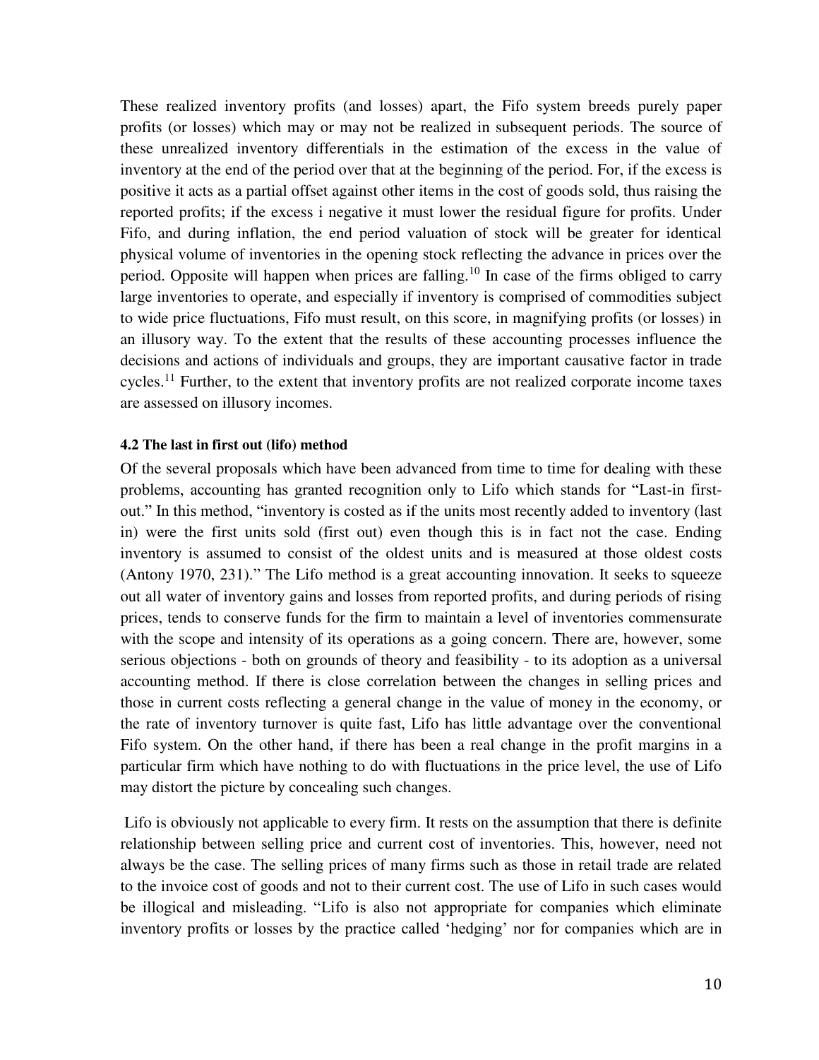These realized inventory profits (and losses) apart, the Fifo system breeds purely paper profits (or losses) which may or may not be realized in subsequent periods. The source of these unrealized inventory differentials in the estimation of the excess in the value of inventory at the end of the period over that at the beginning of the period. For, if the excess is positive it acts as a partial offset against other items in the cost of goods sold, thus raising the reported profits; if the excess i negative it must lower the residual figure for profits. Under Fifo, and during inflation, the end period valuation of stock will be greater for identical physical volume of inventories in the opening stock reflecting the advance in prices over the period. Opposite will happen when prices are falling.[10] In case of the firms obliged to carry large inventories to operate, and especially if inventory is comprised of commodities subject to wide price fluctuations, Fifo must result, on this score, in magnifying profits (or losses) in an illusory way. To the extent that the results of these accounting processes influence the decisions and actions of individuals and groups, they are important causative factor in trade cycles.[11] Further, to the extent that inventory profits are not realized corporate income taxes are assessed on illusory incomes.

#### 4.2 The last in first out (lifo) method

Of the several proposals which have been advanced from time to time for dealing with these problems, accounting has granted recognition only to Lifo which stands for "Last-in first-out." In this method, "inventory is costed as if the units most recently added to inventory (last in) were the first units sold (first out) even though this is in fact not the case. Ending inventory is assumed to consist of the oldest units and is measured at those oldest costs (Antony 1970, 231)." The Lifo method is a great accounting innovation. It seeks to squeeze out all water of inventory gains and losses from reported profits, and during periods of rising prices, tends to conserve funds for the firm to maintain a level of inventories commensurate with the scope and intensity of its operations as a going concern. There are, however, some serious objections - both on grounds of theory and feasibility - to its adoption as a universal accounting method. If there is close correlation between the changes in selling prices and those in current costs reflecting a general change in the value of money in the economy, or the rate of inventory turnover is quite fast, Lifo has little advantage over the conventional Fifo system. On the other hand, if there has been a real change in the profit margins in a particular firm which have nothing to do with fluctuations in the price level, the use of Lifo may distort the picture by concealing such changes.

Lifo is obviously not applicable to every firm. It rests on the assumption that there is definite relationship between selling price and current cost of inventories. This, however, need not always be the case. The selling prices of many firms such as those in retail trade are related to the invoice cost of goods and not to their current cost. The use of Lifo in such cases would be illogical and misleading. "Lifo is also not appropriate for companies which eliminate inventory profits or losses by the practice called 'hedging' nor for companies which are in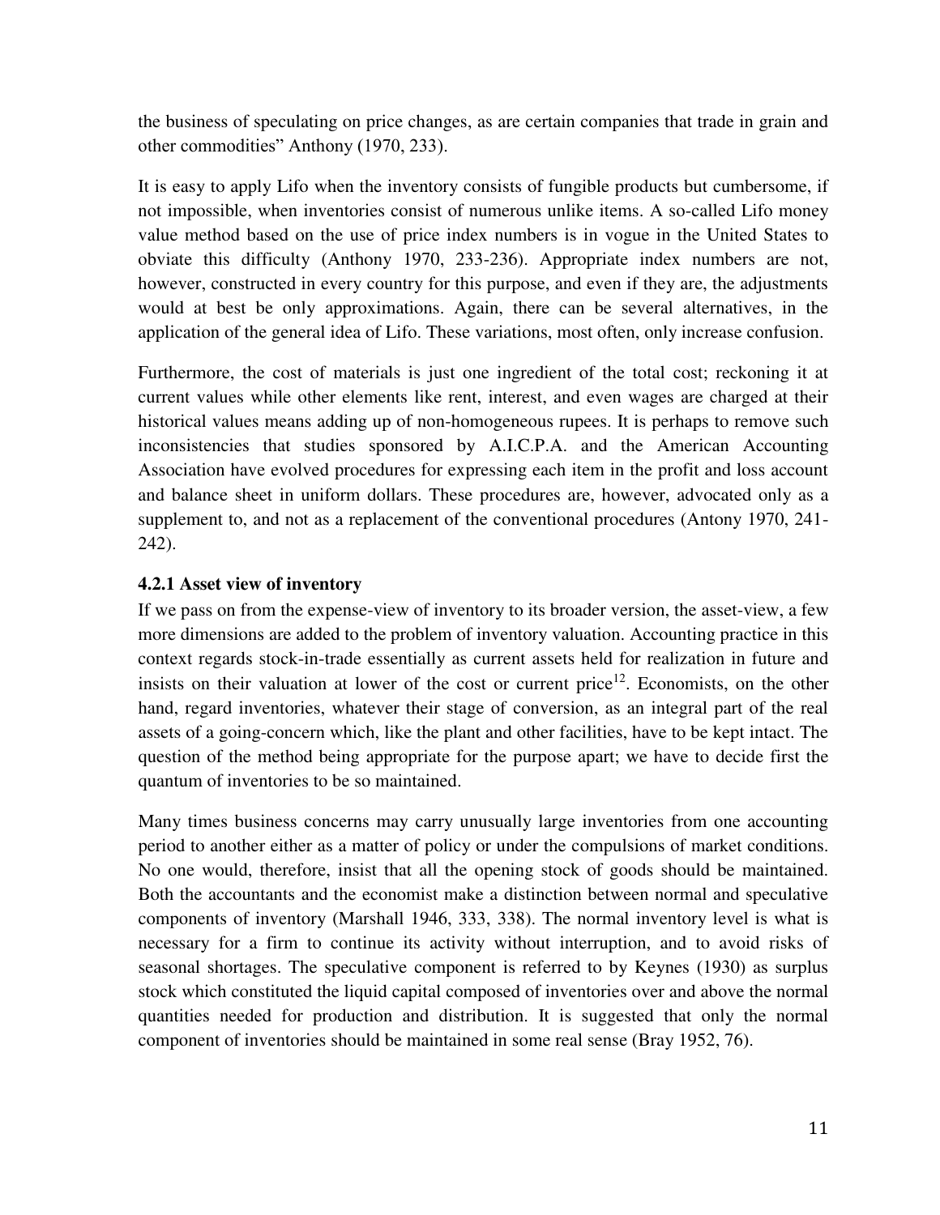the business of speculating on price changes, as are certain companies that trade in grain and other commodities" Anthony (1970, 233).

It is easy to apply Lifo when the inventory consists of fungible products but cumbersome, if not impossible, when inventories consist of numerous unlike items. A so-called Lifo money value method based on the use of price index numbers is in vogue in the United States to obviate this difficulty (Anthony 1970, 233-236). Appropriate index numbers are not, however, constructed in every country for this purpose, and even if they are, the adjustments would at best be only approximations. Again, there can be several alternatives, in the application of the general idea of Lifo. These variations, most often, only increase confusion.

Furthermore, the cost of materials is just one ingredient of the total cost; reckoning it at current values while other elements like rent, interest, and even wages are charged at their historical values means adding up of non-homogeneous rupees. It is perhaps to remove such inconsistencies that studies sponsored by A.I.C.P.A. and the American Accounting Association have evolved procedures for expressing each item in the profit and loss account and balance sheet in uniform dollars. These procedures are, however, advocated only as a supplement to, and not as a replacement of the conventional procedures (Antony 1970, 241-242).

### 4.2.1 Asset view of inventory

If we pass on from the expense-view of inventory to its broader version, the asset-view, a few more dimensions are added to the problem of inventory valuation. Accounting practice in this context regards stock-in-trade essentially as current assets held for realization in future and insists on their valuation at lower of the cost or current price[12]. Economists, on the other hand, regard inventories, whatever their stage of conversion, as an integral part of the real assets of a going-concern which, like the plant and other facilities, have to be kept intact. The question of the method being appropriate for the purpose apart; we have to decide first the quantum of inventories to be so maintained.

Many times business concerns may carry unusually large inventories from one accounting period to another either as a matter of policy or under the compulsions of market conditions. No one would, therefore, insist that all the opening stock of goods should be maintained. Both the accountants and the economist make a distinction between normal and speculative components of inventory (Marshall 1946, 333, 338). The normal inventory level is what is necessary for a firm to continue its activity without interruption, and to avoid risks of seasonal shortages. The speculative component is referred to by Keynes (1930) as surplus stock which constituted the liquid capital composed of inventories over and above the normal quantities needed for production and distribution. It is suggested that only the normal component of inventories should be maintained in some real sense (Bray 1952, 76).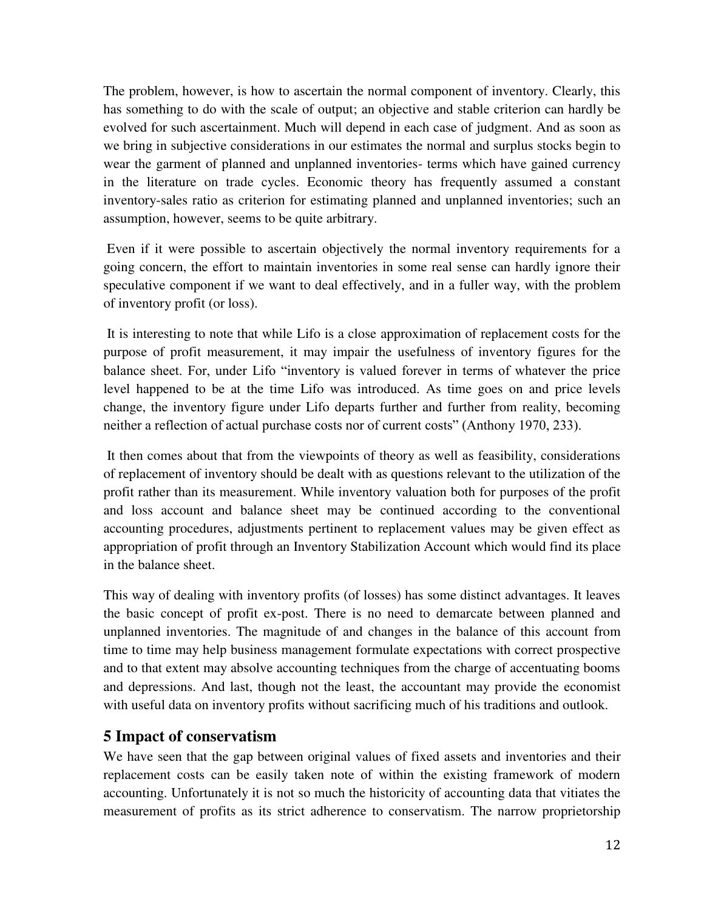The problem, however, is how to ascertain the normal component of inventory. Clearly, this has something to do with the scale of output; an objective and stable criterion can hardly be evolved for such ascertainment. Much will depend in each case of judgment. And as soon as we bring in subjective considerations in our estimates the normal and surplus stocks begin to wear the garment of planned and unplanned inventories- terms which have gained currency in the literature on trade cycles. Economic theory has frequently assumed a constant inventory-sales ratio as criterion for estimating planned and unplanned inventories; such an assumption, however, seems to be quite arbitrary.

Even if it were possible to ascertain objectively the normal inventory requirements for a going concern, the effort to maintain inventories in some real sense can hardly ignore their speculative component if we want to deal effectively, and in a fuller way, with the problem of inventory profit (or loss).

It is interesting to note that while Lifo is a close approximation of replacement costs for the purpose of profit measurement, it may impair the usefulness of inventory figures for the balance sheet. For, under Lifo "inventory is valued forever in terms of whatever the price level happened to be at the time Lifo was introduced. As time goes on and price levels change, the inventory figure under Lifo departs further and further from reality, becoming neither a reflection of actual purchase costs nor of current costs" (Anthony 1970, 233).

It then comes about that from the viewpoints of theory as well as feasibility, considerations of replacement of inventory should be dealt with as questions relevant to the utilization of the profit rather than its measurement. While inventory valuation both for purposes of the profit and loss account and balance sheet may be continued according to the conventional accounting procedures, adjustments pertinent to replacement values may be given effect as appropriation of profit through an Inventory Stabilization Account which would find its place in the balance sheet.

This way of dealing with inventory profits (of losses) has some distinct advantages. It leaves the basic concept of profit ex-post. There is no need to demarcate between planned and unplanned inventories. The magnitude of and changes in the balance of this account from time to time may help business management formulate expectations with correct prospective and to that extent may absolve accounting techniques from the charge of accentuating booms and depressions. And last, though not the least, the accountant may provide the economist with useful data on inventory profits without sacrificing much of his traditions and outlook.

## 5 Impact of conservatism

We have seen that the gap between original values of fixed assets and inventories and their replacement costs can be easily taken note of within the existing framework of modern accounting. Unfortunately it is not so much the historicity of accounting data that vitiates the measurement of profits as its strict adherence to conservatism. The narrow proprietorship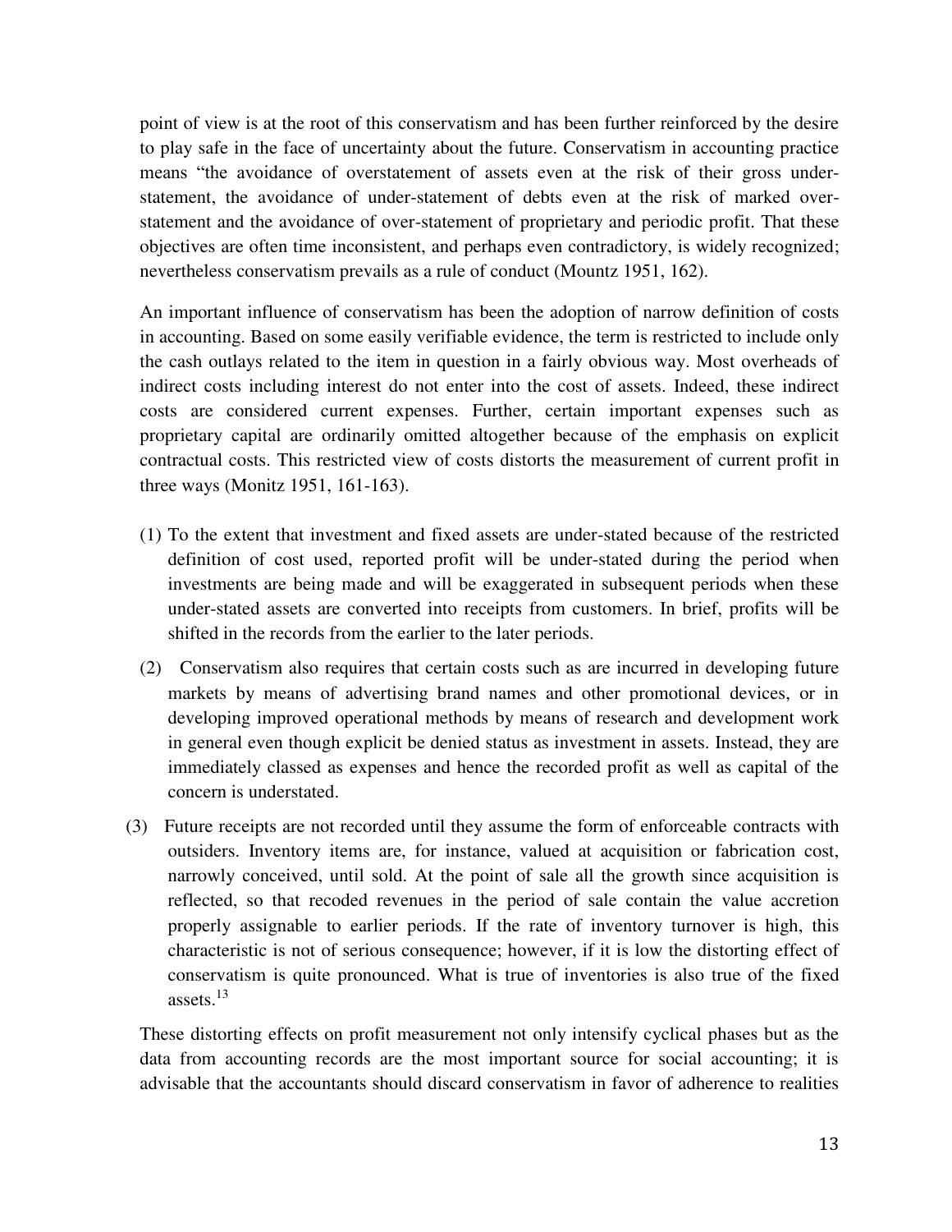point of view is at the root of this conservatism and has been further reinforced by the desire to play safe in the face of uncertainty about the future. Conservatism in accounting practice means "the avoidance of overstatement of assets even at the risk of their gross under-statement, the avoidance of under-statement of debts even at the risk of marked over-statement and the avoidance of over-statement of proprietary and periodic profit. That these objectives are often time inconsistent, and perhaps even contradictory, is widely recognized; nevertheless conservatism prevails as a rule of conduct (Mountz 1951, 162).

An important influence of conservatism has been the adoption of narrow definition of costs in accounting. Based on some easily verifiable evidence, the term is restricted to include only the cash outlays related to the item in question in a fairly obvious way. Most overheads of indirect costs including interest do not enter into the cost of assets. Indeed, these indirect costs are considered current expenses. Further, certain important expenses such as proprietary capital are ordinarily omitted altogether because of the emphasis on explicit contractual costs. This restricted view of costs distorts the measurement of current profit in three ways (Monitz 1951, 161-163).

(1) To the extent that investment and fixed assets are under-stated because of the restricted definition of cost used, reported profit will be under-stated during the period when investments are being made and will be exaggerated in subsequent periods when these under-stated assets are converted into receipts from customers. In brief, profits will be shifted in the records from the earlier to the later periods.

(2) Conservatism also requires that certain costs such as are incurred in developing future markets by means of advertising brand names and other promotional devices, or in developing improved operational methods by means of research and development work in general even though explicit be denied status as investment in assets. Instead, they are immediately classed as expenses and hence the recorded profit as well as capital of the concern is understated.

(3) Future receipts are not recorded until they assume the form of enforceable contracts with outsiders. Inventory items are, for instance, valued at acquisition or fabrication cost, narrowly conceived, until sold. At the point of sale all the growth since acquisition is reflected, so that recoded revenues in the period of sale contain the value accretion properly assignable to earlier periods. If the rate of inventory turnover is high, this characteristic is not of serious consequence; however, if it is low the distorting effect of conservatism is quite pronounced. What is true of inventories is also true of the fixed assets.[13]

These distorting effects on profit measurement not only intensify cyclical phases but as the data from accounting records are the most important source for social accounting; it is advisable that the accountants should discard conservatism in favor of adherence to realities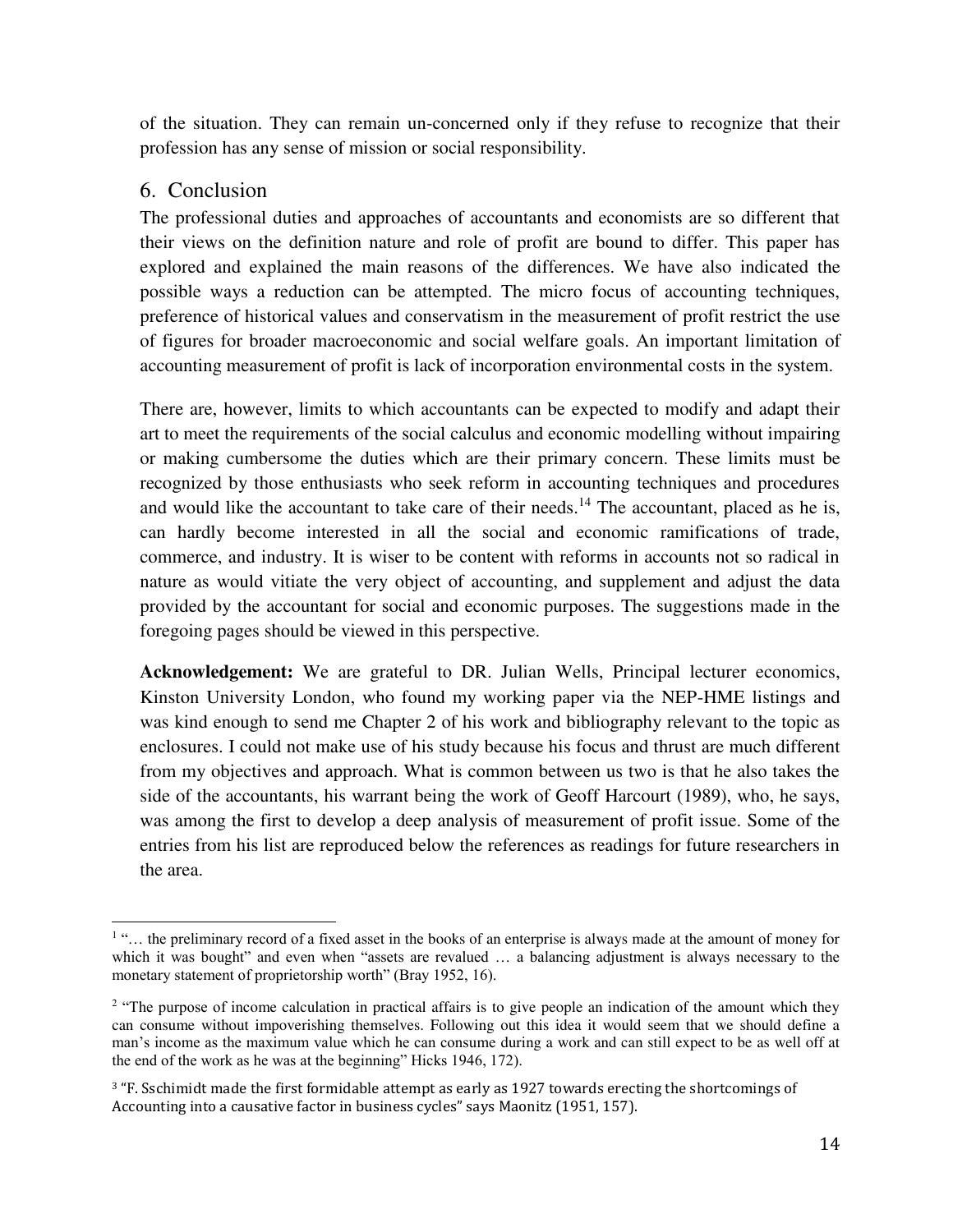of the situation. They can remain un-concerned only if they refuse to recognize that their profession has any sense of mission or social responsibility.

## 6. Conclusion

The professional duties and approaches of accountants and economists are so different that their views on the definition nature and role of profit are bound to differ. This paper has explored and explained the main reasons of the differences. We have also indicated the possible ways a reduction can be attempted. The micro focus of accounting techniques, preference of historical values and conservatism in the measurement of profit restrict the use of figures for broader macroeconomic and social welfare goals. An important limitation of accounting measurement of profit is lack of incorporation environmental costs in the system.

There are, however, limits to which accountants can be expected to modify and adapt their art to meet the requirements of the social calculus and economic modelling without impairing or making cumbersome the duties which are their primary concern. These limits must be recognized by those enthusiasts who seek reform in accounting techniques and procedures and would like the accountant to take care of their needs.[14] The accountant, placed as he is, can hardly become interested in all the social and economic ramifications of trade, commerce, and industry. It is wiser to be content with reforms in accounts not so radical in nature as would vitiate the very object of accounting, and supplement and adjust the data provided by the accountant for social and economic purposes. The suggestions made in the foregoing pages should be viewed in this perspective.

**Acknowledgement:** We are grateful to DR. Julian Wells, Principal lecturer economics, Kinston University London, who found my working paper via the NEP-HME listings and was kind enough to send me Chapter 2 of his work and bibliography relevant to the topic as enclosures. I could not make use of his study because his focus and thrust are much different from my objectives and approach. What is common between us two is that he also takes the side of the accountants, his warrant being the work of Geoff Harcourt (1989), who, he says, was among the first to develop a deep analysis of measurement of profit issue. Some of the entries from his list are reproduced below the references as readings for future researchers in the area.

---

[1] "… the preliminary record of a fixed asset in the books of an enterprise is always made at the amount of money for which it was bought" and even when "assets are revalued … a balancing adjustment is always necessary to the monetary statement of proprietorship worth" (Bray 1952, 16).

[2] "The purpose of income calculation in practical affairs is to give people an indication of the amount which they can consume without impoverishing themselves. Following out this idea it would seem that we should define a man's income as the maximum value which he can consume during a work and can still expect to be as well off at the end of the work as he was at the beginning" Hicks 1946, 172).

[3] "F. Sschimidt made the first formidable attempt as early as 1927 towards erecting the shortcomings of Accounting into a causative factor in business cycles" says Maonitz (1951, 157).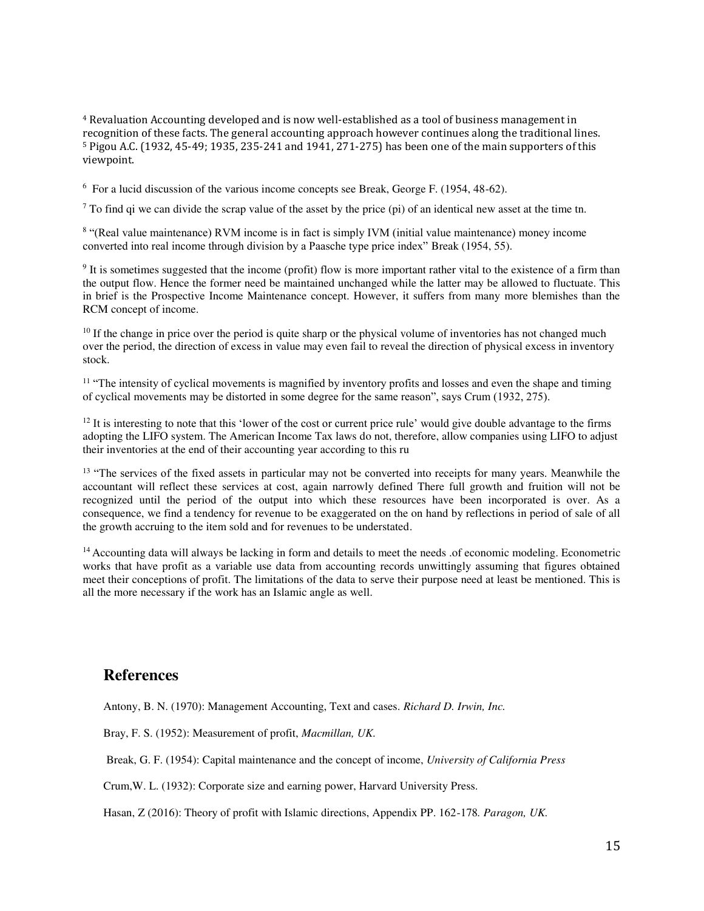[4] Revaluation Accounting developed and is now well-established as a tool of business management in recognition of these facts. The general accounting approach however continues along the traditional lines.

[5] Pigou A.C. (1932, 45-49; 1935, 235-241 and 1941, 271-275) has been one of the main supporters of this viewpoint.

[6] For a lucid discussion of the various income concepts see Break, George F. (1954, 48-62).

[7] To find qi we can divide the scrap value of the asset by the price (pi) of an identical new asset at the time tn.

[8] "(Real value maintenance) RVM income is in fact is simply IVM (initial value maintenance) money income converted into real income through division by a Paasche type price index" Break (1954, 55).

[9] It is sometimes suggested that the income (profit) flow is more important rather vital to the existence of a firm than the output flow. Hence the former need be maintained unchanged while the latter may be allowed to fluctuate. This in brief is the Prospective Income Maintenance concept. However, it suffers from many more blemishes than the RCM concept of income.

[10] If the change in price over the period is quite sharp or the physical volume of inventories has not changed much over the period, the direction of excess in value may even fail to reveal the direction of physical excess in inventory stock.

[11] "The intensity of cyclical movements is magnified by inventory profits and losses and even the shape and timing of cyclical movements may be distorted in some degree for the same reason", says Crum (1932, 275).

[12] It is interesting to note that this 'lower of the cost or current price rule' would give double advantage to the firms adopting the LIFO system. The American Income Tax laws do not, therefore, allow companies using LIFO to adjust their inventories at the end of their accounting year according to this ru

[13] "The services of the fixed assets in particular may not be converted into receipts for many years. Meanwhile the accountant will reflect these services at cost, again narrowly defined There full growth and fruition will not be recognized until the period of the output into which these resources have been incorporated is over. As a consequence, we find a tendency for revenue to be exaggerated on the on hand by reflections in period of sale of all the growth accruing to the item sold and for revenues to be understated.

[14] Accounting data will always be lacking in form and details to meet the needs .of economic modeling. Econometric works that have profit as a variable use data from accounting records unwittingly assuming that figures obtained meet their conceptions of profit. The limitations of the data to serve their purpose need at least be mentioned. This is all the more necessary if the work has an Islamic angle as well.

## References

Antony, B. N. (1970): Management Accounting, Text and cases. *Richard D. Irwin, Inc.*

Bray, F. S. (1952): Measurement of profit, *Macmillan, UK.*

Break, G. F. (1954): Capital maintenance and the concept of income, *University of California Press*

Crum,W. L. (1932): Corporate size and earning power, Harvard University Press.

Hasan, Z (2016): Theory of profit with Islamic directions, Appendix PP. 162-178. *Paragon, UK.*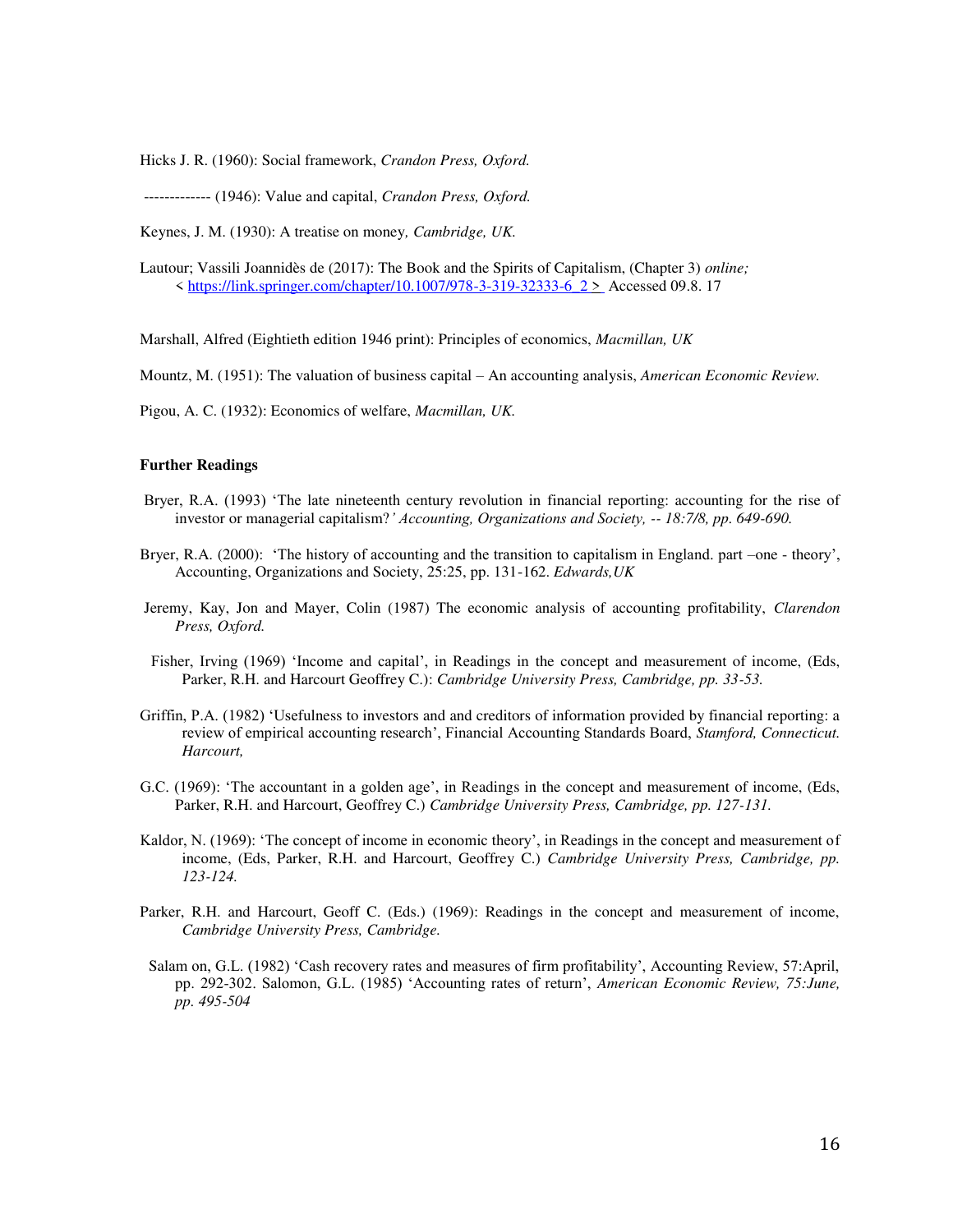Hicks J. R. (1960): Social framework, *Crandon Press, Oxford.*

------------- (1946): Value and capital, *Crandon Press, Oxford.*

Keynes, J. M. (1930): A treatise on money*, Cambridge, UK.*

Lautour; Vassili Joannidès de (2017): The Book and the Spirits of Capitalism, (Chapter 3) *online;* < https://link.springer.com/chapter/10.1007/978-3-319-32333-6_2 > Accessed 09.8. 17

Marshall, Alfred (Eightieth edition 1946 print): Principles of economics, *Macmillan, UK*

Mountz, M. (1951): The valuation of business capital – An accounting analysis, *American Economic Review.*

Pigou, A. C. (1932): Economics of welfare, *Macmillan, UK.*

**Further Readings**

Bryer, R.A. (1993) 'The late nineteenth century revolution in financial reporting: accounting for the rise of investor or managerial capitalism?*' Accounting, Organizations and Society, -- 18:7/8, pp. 649-690.*

Bryer, R.A. (2000): 'The history of accounting and the transition to capitalism in England. part –one - theory', Accounting, Organizations and Society, 25:25, pp. 131-162. *Edwards,UK*

Jeremy, Kay, Jon and Mayer, Colin (1987) The economic analysis of accounting profitability, *Clarendon Press, Oxford.*

Fisher, Irving (1969) 'Income and capital', in Readings in the concept and measurement of income, (Eds, Parker, R.H. and Harcourt Geoffrey C.): *Cambridge University Press, Cambridge, pp. 33-53.*

Griffin, P.A. (1982) 'Usefulness to investors and and creditors of information provided by financial reporting: a review of empirical accounting research', Financial Accounting Standards Board, *Stamford, Connecticut. Harcourt,*

G.C. (1969): 'The accountant in a golden age', in Readings in the concept and measurement of income, (Eds, Parker, R.H. and Harcourt, Geoffrey C.) *Cambridge University Press, Cambridge, pp. 127-131.*

Kaldor, N. (1969): 'The concept of income in economic theory', in Readings in the concept and measurement of income, (Eds, Parker, R.H. and Harcourt, Geoffrey C.) *Cambridge University Press, Cambridge, pp. 123-124.*

Parker, R.H. and Harcourt, Geoff C. (Eds.) (1969): Readings in the concept and measurement of income, *Cambridge University Press, Cambridge.*

Salam on, G.L. (1982) 'Cash recovery rates and measures of firm profitability', Accounting Review, 57:April, pp. 292-302. Salomon, G.L. (1985) 'Accounting rates of return', *American Economic Review, 75:June, pp. 495-504*